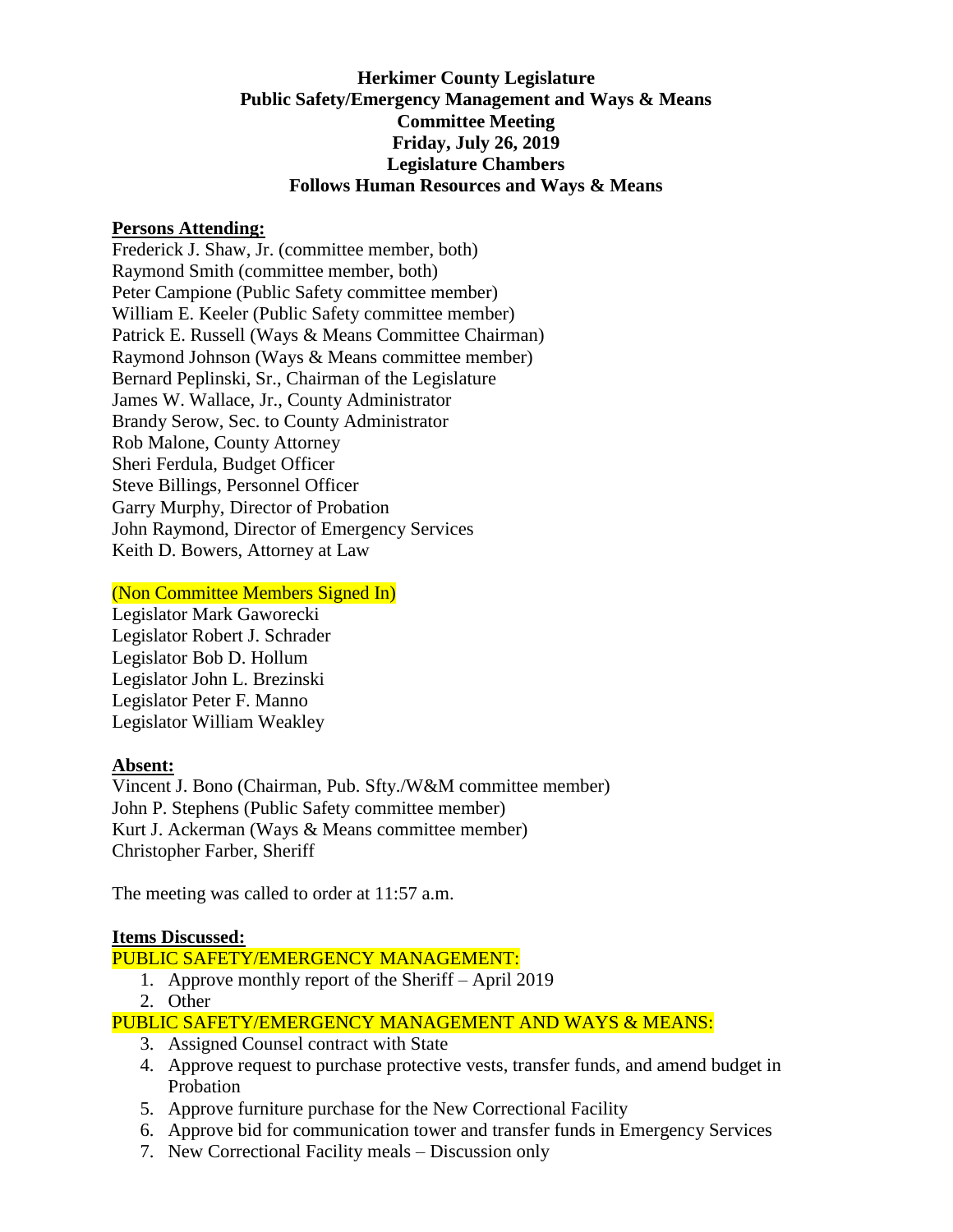**Herkimer County Legislature**
**Public Safety/Emergency Management and Ways & Means**
**Committee Meeting**
**Friday, July 26, 2019**
**Legislature Chambers**
**Follows Human Resources and Ways & Means**

**Persons Attending:**

Frederick J. Shaw, Jr. (committee member, both)
Raymond Smith (committee member, both)
Peter Campione (Public Safety committee member)
William E. Keeler (Public Safety committee member)
Patrick E. Russell (Ways & Means Committee Chairman)
Raymond Johnson (Ways & Means committee member)
Bernard Peplinski, Sr., Chairman of the Legislature
James W. Wallace, Jr., County Administrator
Brandy Serow, Sec. to County Administrator
Rob Malone, County Attorney
Sheri Ferdula, Budget Officer
Steve Billings, Personnel Officer
Garry Murphy, Director of Probation
John Raymond, Director of Emergency Services
Keith D. Bowers, Attorney at Law

(Non Committee Members Signed In)

Legislator Mark Gaworecki
Legislator Robert J. Schrader
Legislator Bob D. Hollum
Legislator John L. Brezinski
Legislator Peter F. Manno
Legislator William Weakley

**Absent:**

Vincent J. Bono (Chairman, Pub. Sfty./W&M committee member)
John P. Stephens (Public Safety committee member)
Kurt J. Ackerman (Ways & Means committee member)
Christopher Farber, Sheriff

The meeting was called to order at 11:57 a.m.

**Items Discussed:**

PUBLIC SAFETY/EMERGENCY MANAGEMENT:

1. Approve monthly report of the Sheriff – April 2019
2. Other

PUBLIC SAFETY/EMERGENCY MANAGEMENT AND WAYS & MEANS:

3. Assigned Counsel contract with State
4. Approve request to purchase protective vests, transfer funds, and amend budget in Probation
5. Approve furniture purchase for the New Correctional Facility
6. Approve bid for communication tower and transfer funds in Emergency Services
7. New Correctional Facility meals – Discussion only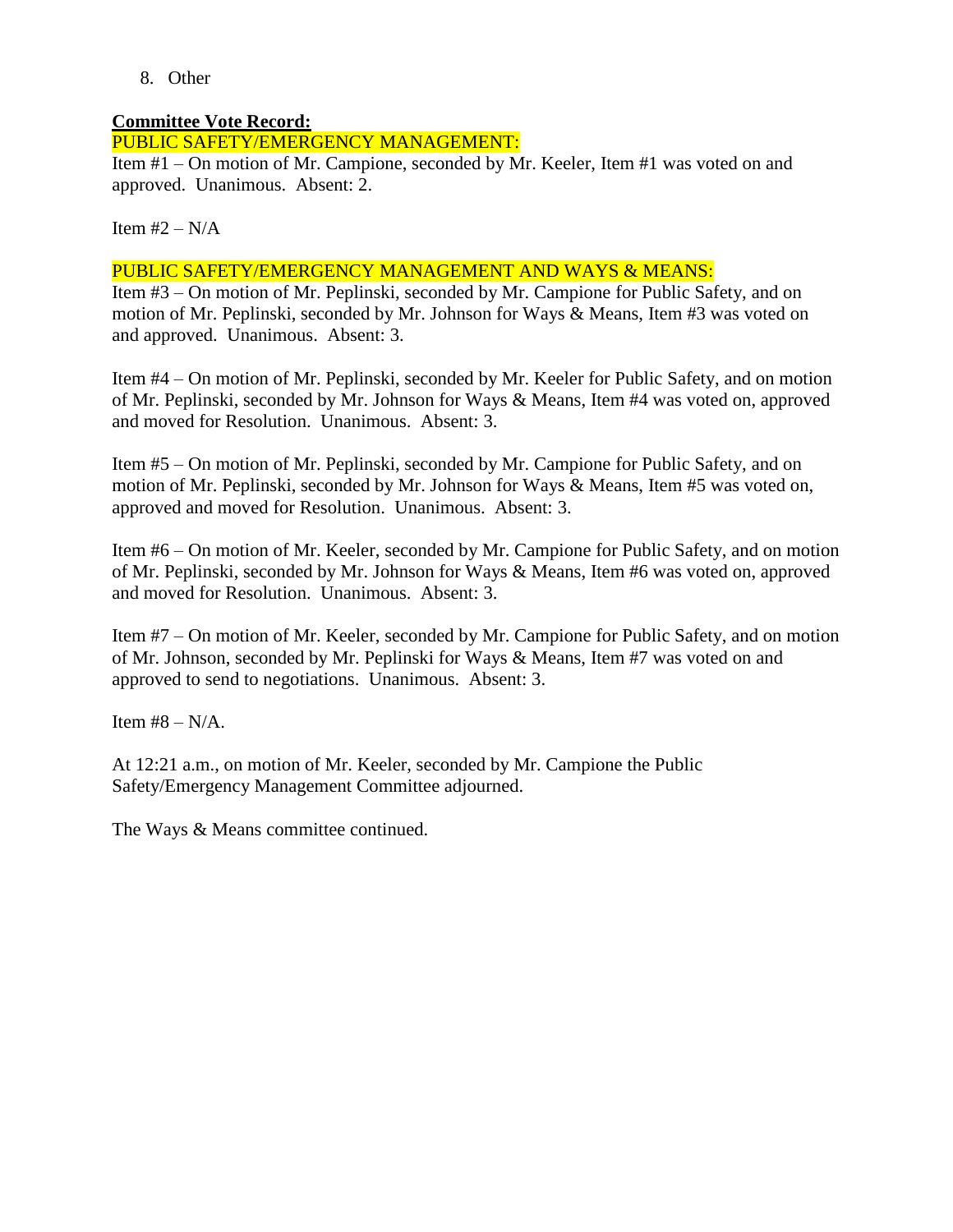8. Other

**Committee Vote Record:**

PUBLIC SAFETY/EMERGENCY MANAGEMENT:

Item #1 – On motion of Mr. Campione, seconded by Mr. Keeler, Item #1 was voted on and approved. Unanimous. Absent: 2.

Item #2 – N/A

PUBLIC SAFETY/EMERGENCY MANAGEMENT AND WAYS & MEANS:

Item #3 – On motion of Mr. Peplinski, seconded by Mr. Campione for Public Safety, and on motion of Mr. Peplinski, seconded by Mr. Johnson for Ways & Means, Item #3 was voted on and approved. Unanimous. Absent: 3.

Item #4 – On motion of Mr. Peplinski, seconded by Mr. Keeler for Public Safety, and on motion of Mr. Peplinski, seconded by Mr. Johnson for Ways & Means, Item #4 was voted on, approved and moved for Resolution. Unanimous. Absent: 3.

Item #5 – On motion of Mr. Peplinski, seconded by Mr. Campione for Public Safety, and on motion of Mr. Peplinski, seconded by Mr. Johnson for Ways & Means, Item #5 was voted on, approved and moved for Resolution. Unanimous. Absent: 3.

Item #6 – On motion of Mr. Keeler, seconded by Mr. Campione for Public Safety, and on motion of Mr. Peplinski, seconded by Mr. Johnson for Ways & Means, Item #6 was voted on, approved and moved for Resolution. Unanimous. Absent: 3.

Item #7 – On motion of Mr. Keeler, seconded by Mr. Campione for Public Safety, and on motion of Mr. Johnson, seconded by Mr. Peplinski for Ways & Means, Item #7 was voted on and approved to send to negotiations. Unanimous. Absent: 3.

Item #8 – N/A.

At 12:21 a.m., on motion of Mr. Keeler, seconded by Mr. Campione the Public Safety/Emergency Management Committee adjourned.

The Ways & Means committee continued.